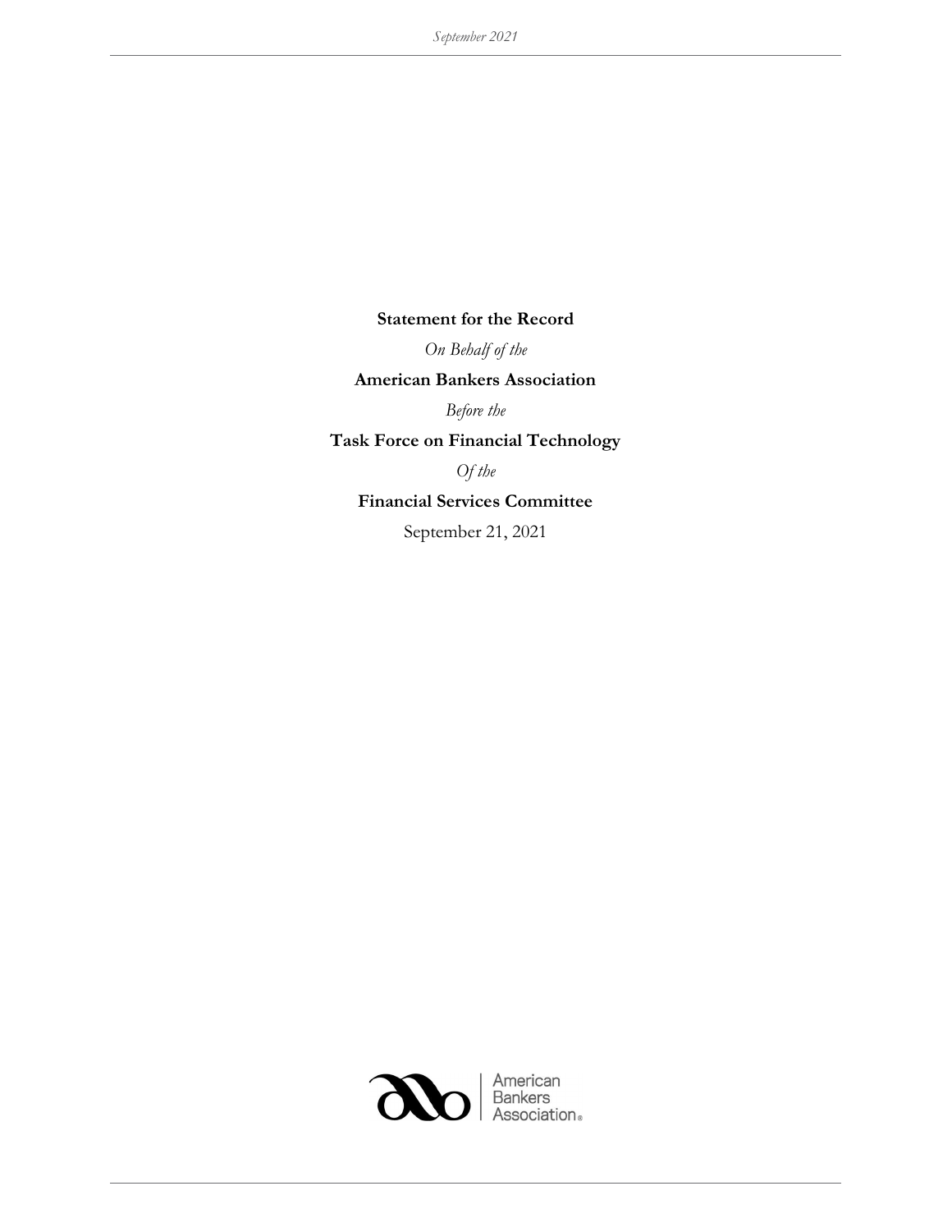**Statement for the Record**

*On Behalf of the*

**American Bankers Association**

*Before the*

**Task Force on Financial Technology**

*Of the*

**Financial Services Committee**

September 21, 2021

American Bankers Association®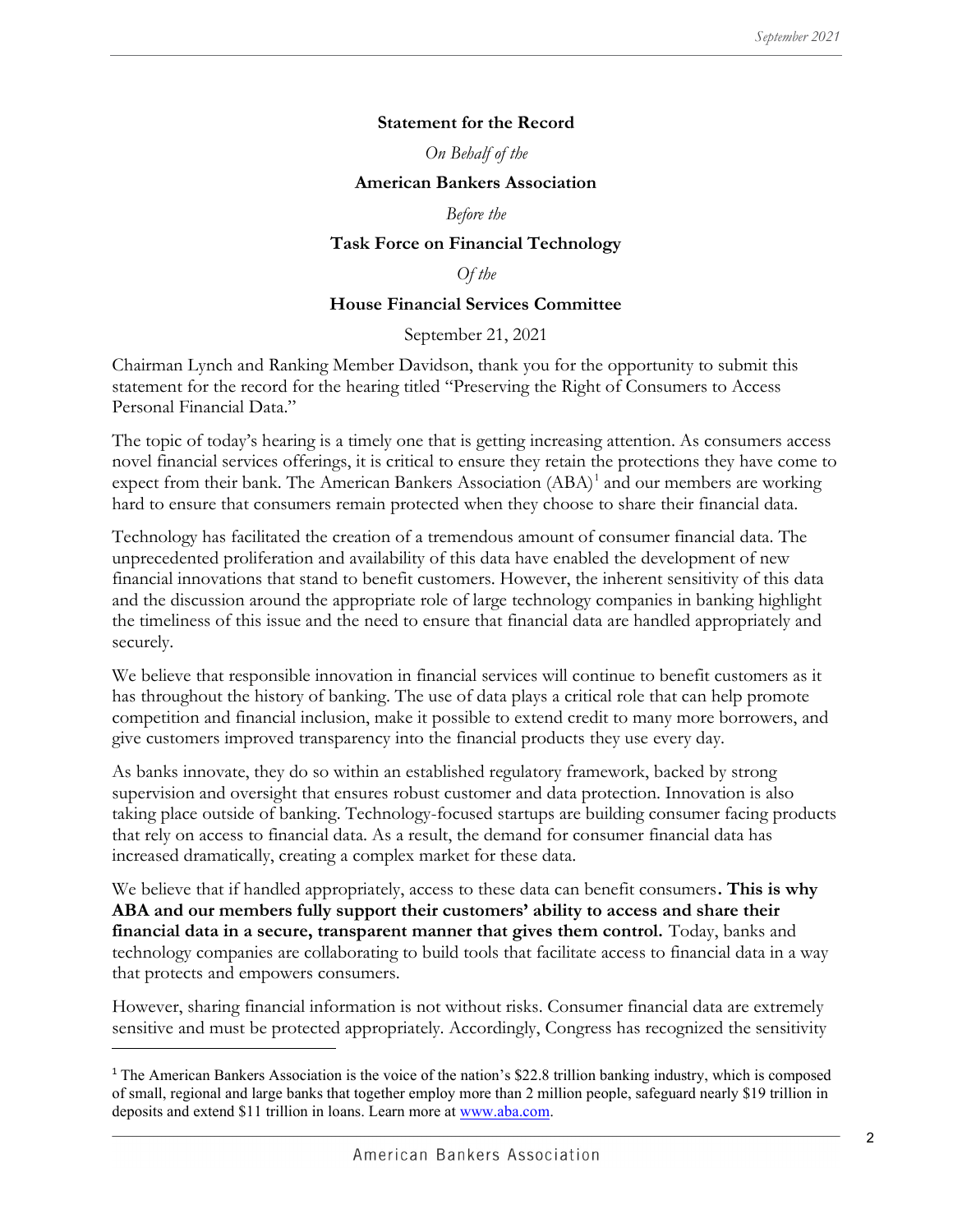**Statement for the Record**

*On Behalf of the*

**American Bankers Association**

*Before the*

**Task Force on Financial Technology**

*Of the*

**House Financial Services Committee**

September 21, 2021

Chairman Lynch and Ranking Member Davidson, thank you for the opportunity to submit this statement for the record for the hearing titled "Preserving the Right of Consumers to Access Personal Financial Data."

The topic of today's hearing is a timely one that is getting increasing attention. As consumers access novel financial services offerings, it is critical to ensure they retain the protections they have come to expect from their bank. The American Bankers Association (ABA)[1] and our members are working hard to ensure that consumers remain protected when they choose to share their financial data.

Technology has facilitated the creation of a tremendous amount of consumer financial data. The unprecedented proliferation and availability of this data have enabled the development of new financial innovations that stand to benefit customers. However, the inherent sensitivity of this data and the discussion around the appropriate role of large technology companies in banking highlight the timeliness of this issue and the need to ensure that financial data are handled appropriately and securely.

We believe that responsible innovation in financial services will continue to benefit customers as it has throughout the history of banking. The use of data plays a critical role that can help promote competition and financial inclusion, make it possible to extend credit to many more borrowers, and give customers improved transparency into the financial products they use every day.

As banks innovate, they do so within an established regulatory framework, backed by strong supervision and oversight that ensures robust customer and data protection. Innovation is also taking place outside of banking. Technology-focused startups are building consumer facing products that rely on access to financial data. As a result, the demand for consumer financial data has increased dramatically, creating a complex market for these data.

We believe that if handled appropriately, access to these data can benefit consumers**. This is why ABA and our members fully support their customers' ability to access and share their financial data in a secure, transparent manner that gives them control.** Today, banks and technology companies are collaborating to build tools that facilitate access to financial data in a way that protects and empowers consumers.

However, sharing financial information is not without risks. Consumer financial data are extremely sensitive and must be protected appropriately. Accordingly, Congress has recognized the sensitivity

---

[1] The American Bankers Association is the voice of the nation's $22.8 trillion banking industry, which is composed of small, regional and large banks that together employ more than 2 million people, safeguard nearly $19 trillion in deposits and extend $11 trillion in loans. Learn more at www.aba.com.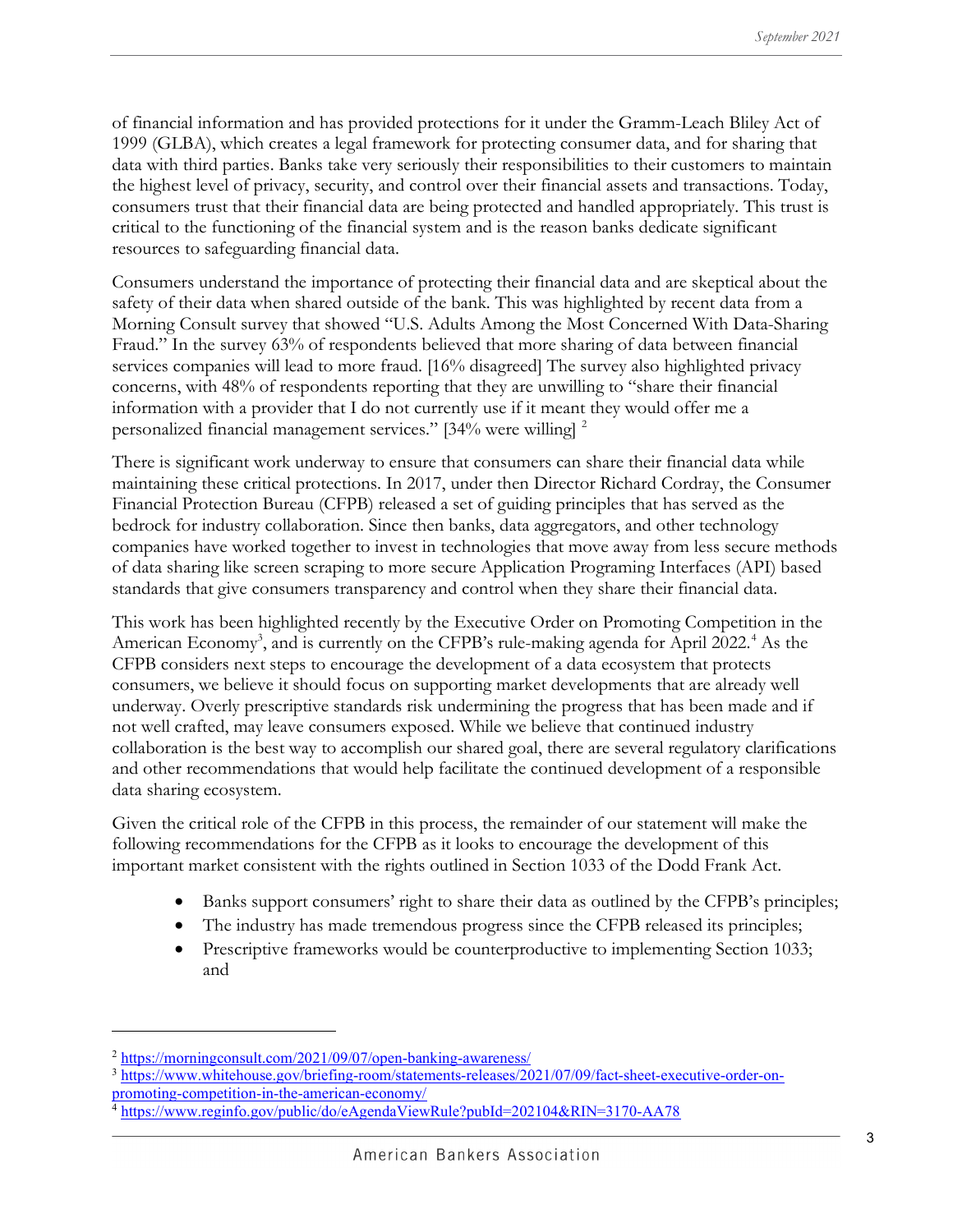of financial information and has provided protections for it under the Gramm-Leach Bliley Act of 1999 (GLBA), which creates a legal framework for protecting consumer data, and for sharing that data with third parties. Banks take very seriously their responsibilities to their customers to maintain the highest level of privacy, security, and control over their financial assets and transactions. Today, consumers trust that their financial data are being protected and handled appropriately. This trust is critical to the functioning of the financial system and is the reason banks dedicate significant resources to safeguarding financial data.

Consumers understand the importance of protecting their financial data and are skeptical about the safety of their data when shared outside of the bank. This was highlighted by recent data from a Morning Consult survey that showed "U.S. Adults Among the Most Concerned With Data-Sharing Fraud." In the survey 63% of respondents believed that more sharing of data between financial services companies will lead to more fraud. [16% disagreed] The survey also highlighted privacy concerns, with 48% of respondents reporting that they are unwilling to "share their financial information with a provider that I do not currently use if it meant they would offer me a personalized financial management services." [34% were willing] [2]

There is significant work underway to ensure that consumers can share their financial data while maintaining these critical protections. In 2017, under then Director Richard Cordray, the Consumer Financial Protection Bureau (CFPB) released a set of guiding principles that has served as the bedrock for industry collaboration. Since then banks, data aggregators, and other technology companies have worked together to invest in technologies that move away from less secure methods of data sharing like screen scraping to more secure Application Programing Interfaces (API) based standards that give consumers transparency and control when they share their financial data.

This work has been highlighted recently by the Executive Order on Promoting Competition in the American Economy[3], and is currently on the CFPB's rule-making agenda for April 2022.[4] As the CFPB considers next steps to encourage the development of a data ecosystem that protects consumers, we believe it should focus on supporting market developments that are already well underway. Overly prescriptive standards risk undermining the progress that has been made and if not well crafted, may leave consumers exposed. While we believe that continued industry collaboration is the best way to accomplish our shared goal, there are several regulatory clarifications and other recommendations that would help facilitate the continued development of a responsible data sharing ecosystem.

Given the critical role of the CFPB in this process, the remainder of our statement will make the following recommendations for the CFPB as it looks to encourage the development of this important market consistent with the rights outlined in Section 1033 of the Dodd Frank Act.

- Banks support consumers' right to share their data as outlined by the CFPB's principles;
- The industry has made tremendous progress since the CFPB released its principles;
- Prescriptive frameworks would be counterproductive to implementing Section 1033; and

---

[2] https://morningconsult.com/2021/09/07/open-banking-awareness/

[3] https://www.whitehouse.gov/briefing-room/statements-releases/2021/07/09/fact-sheet-executive-order-on-promoting-competition-in-the-american-economy/

[4] https://www.reginfo.gov/public/do/eAgendaViewRule?pubId=202104&RIN=3170-AA78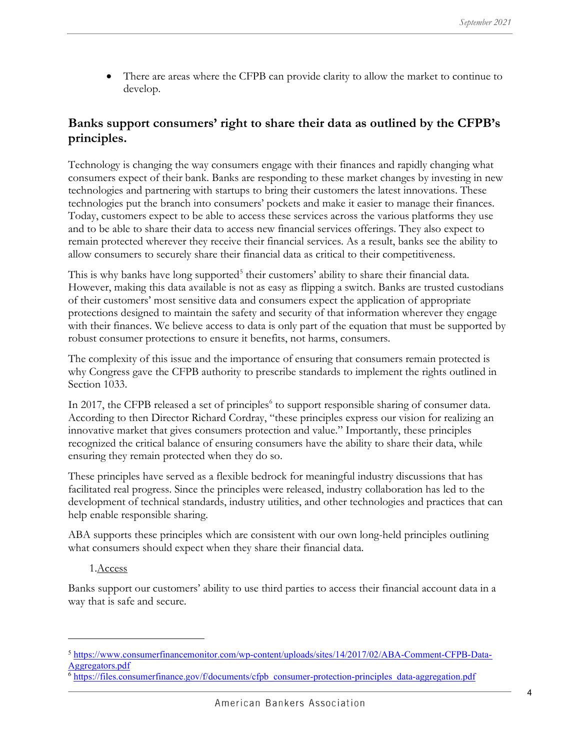- There are areas where the CFPB can provide clarity to allow the market to continue to develop.

## Banks support consumers' right to share their data as outlined by the CFPB's principles.

Technology is changing the way consumers engage with their finances and rapidly changing what consumers expect of their bank. Banks are responding to these market changes by investing in new technologies and partnering with startups to bring their customers the latest innovations. These technologies put the branch into consumers' pockets and make it easier to manage their finances. Today, customers expect to be able to access these services across the various platforms they use and to be able to share their data to access new financial services offerings. They also expect to remain protected wherever they receive their financial services. As a result, banks see the ability to allow consumers to securely share their financial data as critical to their competitiveness.

This is why banks have long supported[5] their customers' ability to share their financial data. However, making this data available is not as easy as flipping a switch. Banks are trusted custodians of their customers' most sensitive data and consumers expect the application of appropriate protections designed to maintain the safety and security of that information wherever they engage with their finances. We believe access to data is only part of the equation that must be supported by robust consumer protections to ensure it benefits, not harms, consumers.

The complexity of this issue and the importance of ensuring that consumers remain protected is why Congress gave the CFPB authority to prescribe standards to implement the rights outlined in Section 1033.

In 2017, the CFPB released a set of principles[6] to support responsible sharing of consumer data. According to then Director Richard Cordray, "these principles express our vision for realizing an innovative market that gives consumers protection and value." Importantly, these principles recognized the critical balance of ensuring consumers have the ability to share their data, while ensuring they remain protected when they do so.

These principles have served as a flexible bedrock for meaningful industry discussions that has facilitated real progress. Since the principles were released, industry collaboration has led to the development of technical standards, industry utilities, and other technologies and practices that can help enable responsible sharing.

ABA supports these principles which are consistent with our own long-held principles outlining what consumers should expect when they share their financial data.

1. Access

Banks support our customers' ability to use third parties to access their financial account data in a way that is safe and secure.

---

[5] https://www.consumerfinancemonitor.com/wp-content/uploads/sites/14/2017/02/ABA-Comment-CFPB-Data-Aggregators.pdf

[6] https://files.consumerfinance.gov/f/documents/cfpb_consumer-protection-principles_data-aggregation.pdf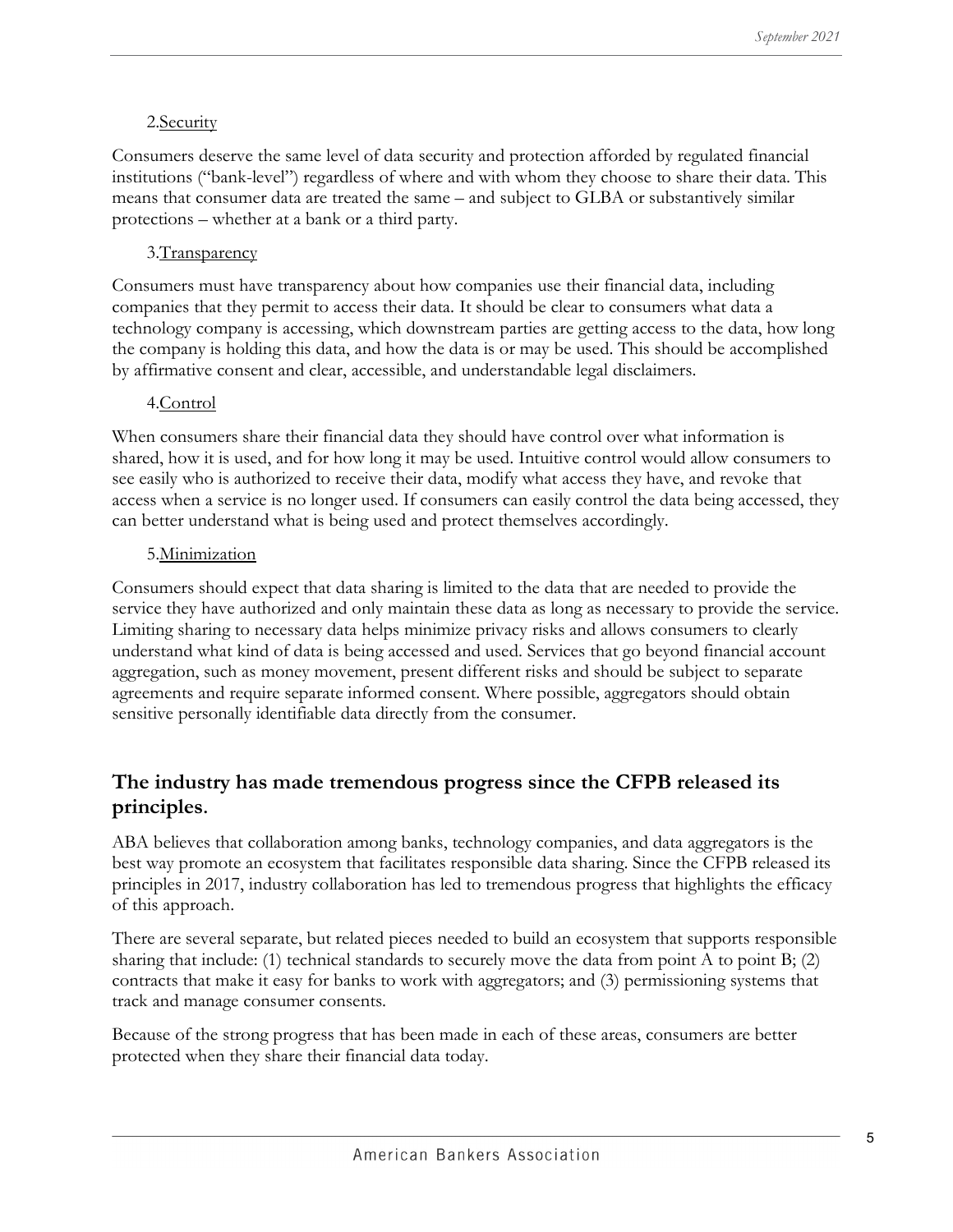2. <u>Security</u>

Consumers deserve the same level of data security and protection afforded by regulated financial institutions ("bank-level") regardless of where and with whom they choose to share their data. This means that consumer data are treated the same – and subject to GLBA or substantively similar protections – whether at a bank or a third party.

3. <u>Transparency</u>

Consumers must have transparency about how companies use their financial data, including companies that they permit to access their data. It should be clear to consumers what data a technology company is accessing, which downstream parties are getting access to the data, how long the company is holding this data, and how the data is or may be used. This should be accomplished by affirmative consent and clear, accessible, and understandable legal disclaimers.

4. <u>Control</u>

When consumers share their financial data they should have control over what information is shared, how it is used, and for how long it may be used. Intuitive control would allow consumers to see easily who is authorized to receive their data, modify what access they have, and revoke that access when a service is no longer used. If consumers can easily control the data being accessed, they can better understand what is being used and protect themselves accordingly.

5. <u>Minimization</u>

Consumers should expect that data sharing is limited to the data that are needed to provide the service they have authorized and only maintain these data as long as necessary to provide the service. Limiting sharing to necessary data helps minimize privacy risks and allows consumers to clearly understand what kind of data is being accessed and used. Services that go beyond financial account aggregation, such as money movement, present different risks and should be subject to separate agreements and require separate informed consent. Where possible, aggregators should obtain sensitive personally identifiable data directly from the consumer.

## The industry has made tremendous progress since the CFPB released its principles.

ABA believes that collaboration among banks, technology companies, and data aggregators is the best way promote an ecosystem that facilitates responsible data sharing. Since the CFPB released its principles in 2017, industry collaboration has led to tremendous progress that highlights the efficacy of this approach.

There are several separate, but related pieces needed to build an ecosystem that supports responsible sharing that include: (1) technical standards to securely move the data from point A to point B; (2) contracts that make it easy for banks to work with aggregators; and (3) permissioning systems that track and manage consumer consents.

Because of the strong progress that has been made in each of these areas, consumers are better protected when they share their financial data today.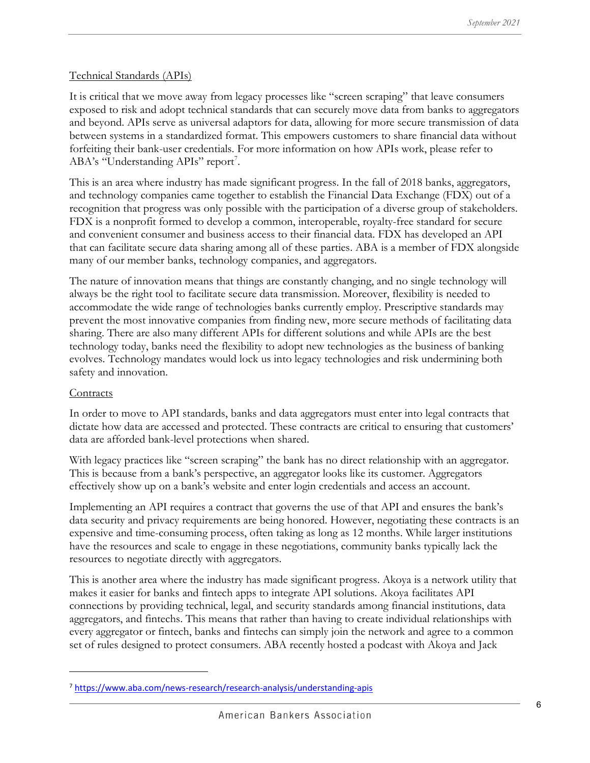Technical Standards (APIs)

It is critical that we move away from legacy processes like "screen scraping" that leave consumers exposed to risk and adopt technical standards that can securely move data from banks to aggregators and beyond. APIs serve as universal adaptors for data, allowing for more secure transmission of data between systems in a standardized format. This empowers customers to share financial data without forfeiting their bank-user credentials. For more information on how APIs work, please refer to ABA's "Understanding APIs" report[7].

This is an area where industry has made significant progress. In the fall of 2018 banks, aggregators, and technology companies came together to establish the Financial Data Exchange (FDX) out of a recognition that progress was only possible with the participation of a diverse group of stakeholders. FDX is a nonprofit formed to develop a common, interoperable, royalty-free standard for secure and convenient consumer and business access to their financial data. FDX has developed an API that can facilitate secure data sharing among all of these parties. ABA is a member of FDX alongside many of our member banks, technology companies, and aggregators.

The nature of innovation means that things are constantly changing, and no single technology will always be the right tool to facilitate secure data transmission. Moreover, flexibility is needed to accommodate the wide range of technologies banks currently employ. Prescriptive standards may prevent the most innovative companies from finding new, more secure methods of facilitating data sharing. There are also many different APIs for different solutions and while APIs are the best technology today, banks need the flexibility to adopt new technologies as the business of banking evolves. Technology mandates would lock us into legacy technologies and risk undermining both safety and innovation.

Contracts

In order to move to API standards, banks and data aggregators must enter into legal contracts that dictate how data are accessed and protected. These contracts are critical to ensuring that customers' data are afforded bank-level protections when shared.

With legacy practices like "screen scraping" the bank has no direct relationship with an aggregator. This is because from a bank's perspective, an aggregator looks like its customer. Aggregators effectively show up on a bank's website and enter login credentials and access an account.

Implementing an API requires a contract that governs the use of that API and ensures the bank's data security and privacy requirements are being honored. However, negotiating these contracts is an expensive and time-consuming process, often taking as long as 12 months. While larger institutions have the resources and scale to engage in these negotiations, community banks typically lack the resources to negotiate directly with aggregators.

This is another area where the industry has made significant progress. Akoya is a network utility that makes it easier for banks and fintech apps to integrate API solutions. Akoya facilitates API connections by providing technical, legal, and security standards among financial institutions, data aggregators, and fintechs. This means that rather than having to create individual relationships with every aggregator or fintech, banks and fintechs can simply join the network and agree to a common set of rules designed to protect consumers. ABA recently hosted a podcast with Akoya and Jack

[7] https://www.aba.com/news-research/research-analysis/understanding-apis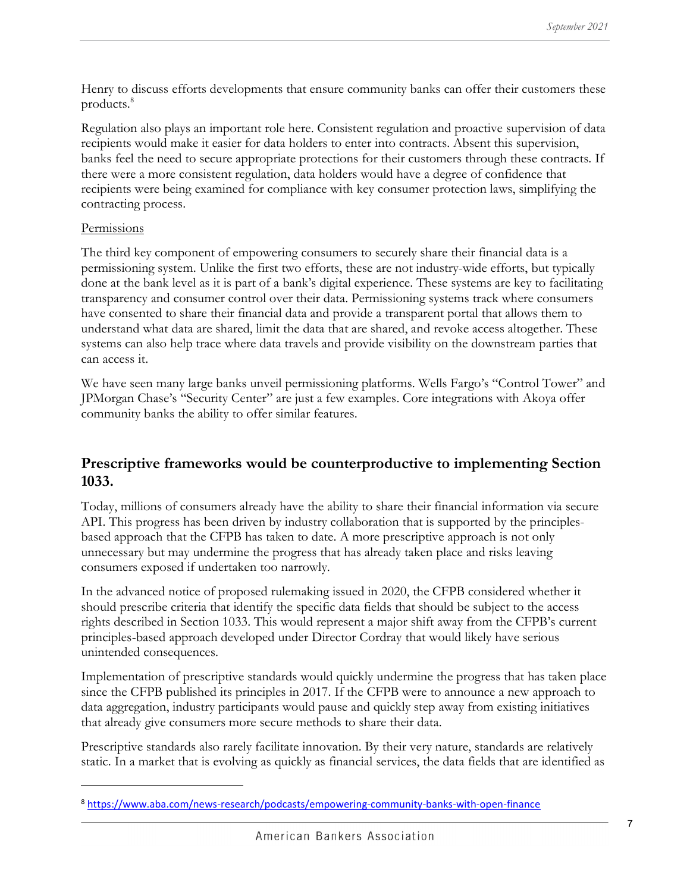Henry to discuss efforts developments that ensure community banks can offer their customers these products.[8]

Regulation also plays an important role here. Consistent regulation and proactive supervision of data recipients would make it easier for data holders to enter into contracts. Absent this supervision, banks feel the need to secure appropriate protections for their customers through these contracts. If there were a more consistent regulation, data holders would have a degree of confidence that recipients were being examined for compliance with key consumer protection laws, simplifying the contracting process.

<u>Permissions</u>

The third key component of empowering consumers to securely share their financial data is a permissioning system. Unlike the first two efforts, these are not industry-wide efforts, but typically done at the bank level as it is part of a bank's digital experience. These systems are key to facilitating transparency and consumer control over their data. Permissioning systems track where consumers have consented to share their financial data and provide a transparent portal that allows them to understand what data are shared, limit the data that are shared, and revoke access altogether. These systems can also help trace where data travels and provide visibility on the downstream parties that can access it.

We have seen many large banks unveil permissioning platforms. Wells Fargo's "Control Tower" and JPMorgan Chase's "Security Center" are just a few examples. Core integrations with Akoya offer community banks the ability to offer similar features.

## Prescriptive frameworks would be counterproductive to implementing Section 1033.

Today, millions of consumers already have the ability to share their financial information via secure API. This progress has been driven by industry collaboration that is supported by the principles-based approach that the CFPB has taken to date. A more prescriptive approach is not only unnecessary but may undermine the progress that has already taken place and risks leaving consumers exposed if undertaken too narrowly.

In the advanced notice of proposed rulemaking issued in 2020, the CFPB considered whether it should prescribe criteria that identify the specific data fields that should be subject to the access rights described in Section 1033. This would represent a major shift away from the CFPB's current principles-based approach developed under Director Cordray that would likely have serious unintended consequences.

Implementation of prescriptive standards would quickly undermine the progress that has taken place since the CFPB published its principles in 2017. If the CFPB were to announce a new approach to data aggregation, industry participants would pause and quickly step away from existing initiatives that already give consumers more secure methods to share their data.

Prescriptive standards also rarely facilitate innovation. By their very nature, standards are relatively static. In a market that is evolving as quickly as financial services, the data fields that are identified as

[8] https://www.aba.com/news-research/podcasts/empowering-community-banks-with-open-finance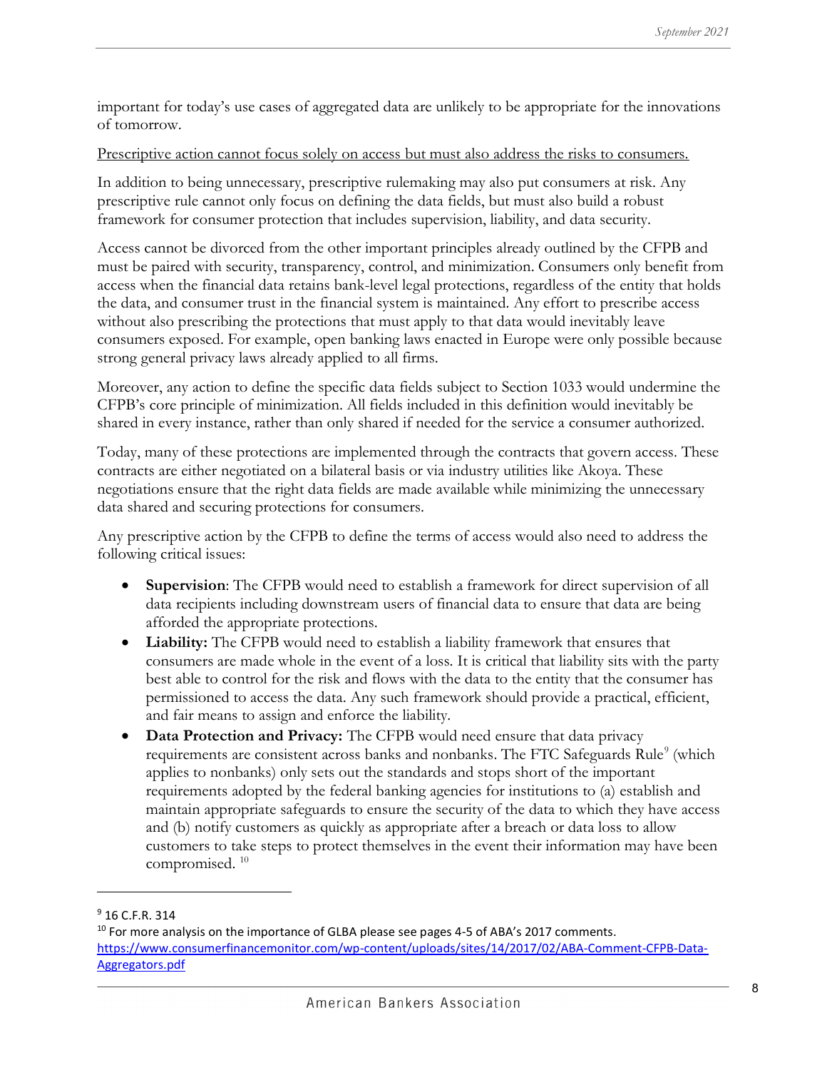important for today's use cases of aggregated data are unlikely to be appropriate for the innovations of tomorrow.

<u>Prescriptive action cannot focus solely on access but must also address the risks to consumers.</u>

In addition to being unnecessary, prescriptive rulemaking may also put consumers at risk. Any prescriptive rule cannot only focus on defining the data fields, but must also build a robust framework for consumer protection that includes supervision, liability, and data security.

Access cannot be divorced from the other important principles already outlined by the CFPB and must be paired with security, transparency, control, and minimization. Consumers only benefit from access when the financial data retains bank-level legal protections, regardless of the entity that holds the data, and consumer trust in the financial system is maintained. Any effort to prescribe access without also prescribing the protections that must apply to that data would inevitably leave consumers exposed. For example, open banking laws enacted in Europe were only possible because strong general privacy laws already applied to all firms.

Moreover, any action to define the specific data fields subject to Section 1033 would undermine the CFPB's core principle of minimization. All fields included in this definition would inevitably be shared in every instance, rather than only shared if needed for the service a consumer authorized.

Today, many of these protections are implemented through the contracts that govern access. These contracts are either negotiated on a bilateral basis or via industry utilities like Akoya. These negotiations ensure that the right data fields are made available while minimizing the unnecessary data shared and securing protections for consumers.

Any prescriptive action by the CFPB to define the terms of access would also need to address the following critical issues:

- **Supervision**: The CFPB would need to establish a framework for direct supervision of all data recipients including downstream users of financial data to ensure that data are being afforded the appropriate protections.
- **Liability:** The CFPB would need to establish a liability framework that ensures that consumers are made whole in the event of a loss. It is critical that liability sits with the party best able to control for the risk and flows with the data to the entity that the consumer has permissioned to access the data. Any such framework should provide a practical, efficient, and fair means to assign and enforce the liability.
- **Data Protection and Privacy:** The CFPB would need ensure that data privacy requirements are consistent across banks and nonbanks. The FTC Safeguards Rule[9] (which applies to nonbanks) only sets out the standards and stops short of the important requirements adopted by the federal banking agencies for institutions to (a) establish and maintain appropriate safeguards to ensure the security of the data to which they have access and (b) notify customers as quickly as appropriate after a breach or data loss to allow customers to take steps to protect themselves in the event their information may have been compromised. [10]

---

[9] 16 C.F.R. 314

[10] For more analysis on the importance of GLBA please see pages 4-5 of ABA's 2017 comments. https://www.consumerfinancemonitor.com/wp-content/uploads/sites/14/2017/02/ABA-Comment-CFPB-Data-Aggregators.pdf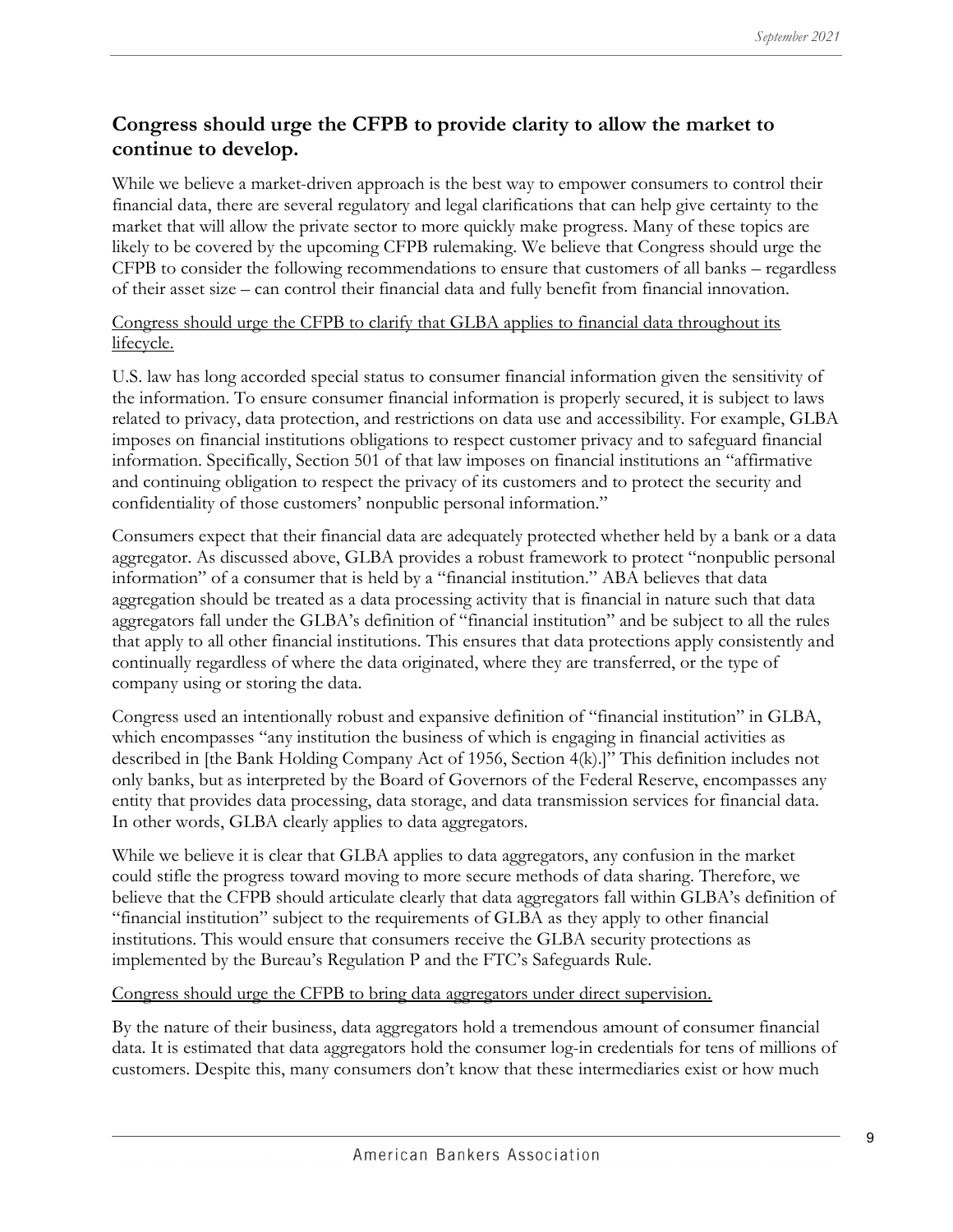## Congress should urge the CFPB to provide clarity to allow the market to continue to develop.

While we believe a market-driven approach is the best way to empower consumers to control their financial data, there are several regulatory and legal clarifications that can help give certainty to the market that will allow the private sector to more quickly make progress. Many of these topics are likely to be covered by the upcoming CFPB rulemaking. We believe that Congress should urge the CFPB to consider the following recommendations to ensure that customers of all banks – regardless of their asset size – can control their financial data and fully benefit from financial innovation.

<u>Congress should urge the CFPB to clarify that GLBA applies to financial data throughout its lifecycle.</u>

U.S. law has long accorded special status to consumer financial information given the sensitivity of the information. To ensure consumer financial information is properly secured, it is subject to laws related to privacy, data protection, and restrictions on data use and accessibility. For example, GLBA imposes on financial institutions obligations to respect customer privacy and to safeguard financial information. Specifically, Section 501 of that law imposes on financial institutions an "affirmative and continuing obligation to respect the privacy of its customers and to protect the security and confidentiality of those customers' nonpublic personal information."

Consumers expect that their financial data are adequately protected whether held by a bank or a data aggregator. As discussed above, GLBA provides a robust framework to protect "nonpublic personal information" of a consumer that is held by a "financial institution." ABA believes that data aggregation should be treated as a data processing activity that is financial in nature such that data aggregators fall under the GLBA's definition of "financial institution" and be subject to all the rules that apply to all other financial institutions. This ensures that data protections apply consistently and continually regardless of where the data originated, where they are transferred, or the type of company using or storing the data.

Congress used an intentionally robust and expansive definition of "financial institution" in GLBA, which encompasses "any institution the business of which is engaging in financial activities as described in [the Bank Holding Company Act of 1956, Section 4(k).]" This definition includes not only banks, but as interpreted by the Board of Governors of the Federal Reserve, encompasses any entity that provides data processing, data storage, and data transmission services for financial data. In other words, GLBA clearly applies to data aggregators.

While we believe it is clear that GLBA applies to data aggregators, any confusion in the market could stifle the progress toward moving to more secure methods of data sharing. Therefore, we believe that the CFPB should articulate clearly that data aggregators fall within GLBA's definition of "financial institution" subject to the requirements of GLBA as they apply to other financial institutions. This would ensure that consumers receive the GLBA security protections as implemented by the Bureau's Regulation P and the FTC's Safeguards Rule.

<u>Congress should urge the CFPB to bring data aggregators under direct supervision.</u>

By the nature of their business, data aggregators hold a tremendous amount of consumer financial data. It is estimated that data aggregators hold the consumer log-in credentials for tens of millions of customers. Despite this, many consumers don't know that these intermediaries exist or how much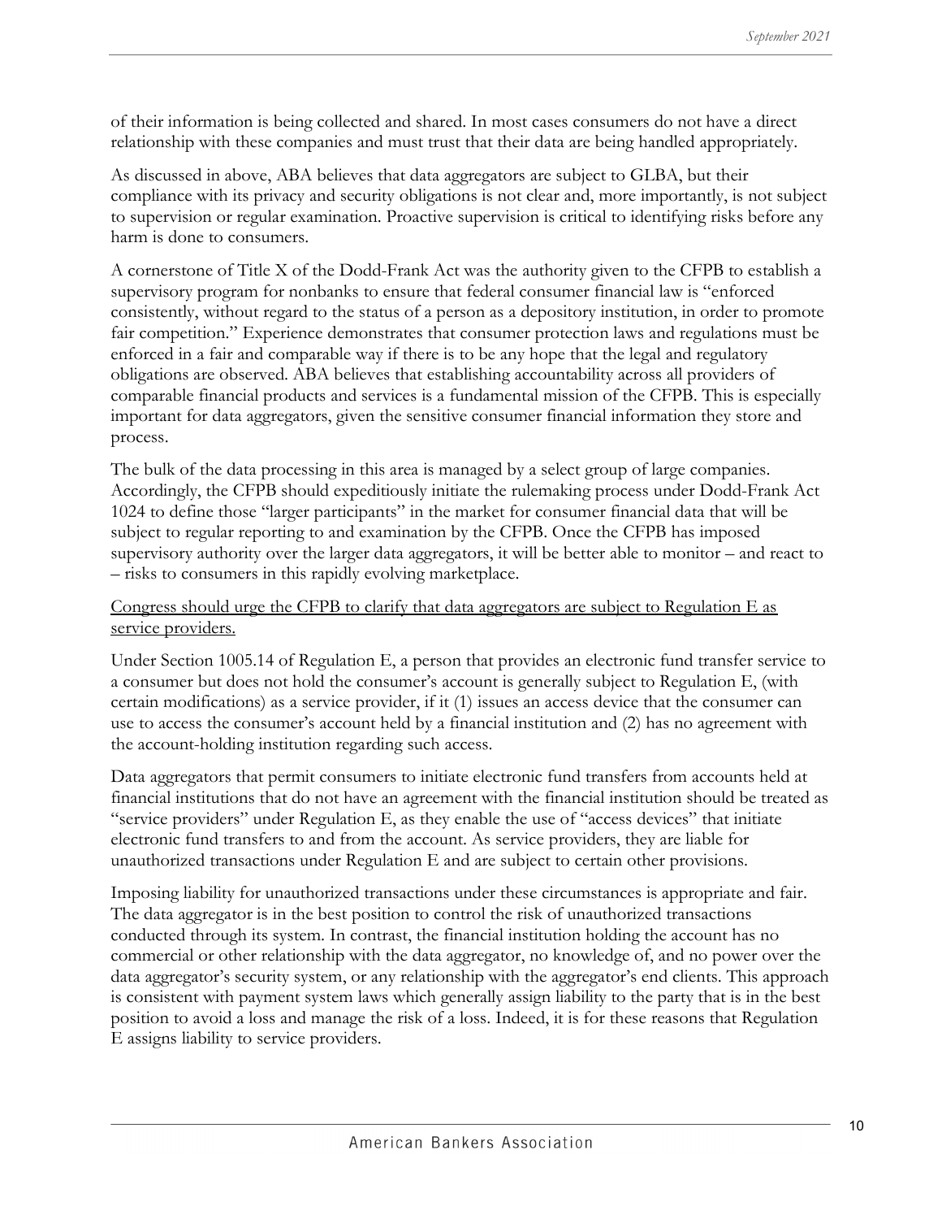of their information is being collected and shared. In most cases consumers do not have a direct relationship with these companies and must trust that their data are being handled appropriately.

As discussed in above, ABA believes that data aggregators are subject to GLBA, but their compliance with its privacy and security obligations is not clear and, more importantly, is not subject to supervision or regular examination. Proactive supervision is critical to identifying risks before any harm is done to consumers.

A cornerstone of Title X of the Dodd-Frank Act was the authority given to the CFPB to establish a supervisory program for nonbanks to ensure that federal consumer financial law is "enforced consistently, without regard to the status of a person as a depository institution, in order to promote fair competition." Experience demonstrates that consumer protection laws and regulations must be enforced in a fair and comparable way if there is to be any hope that the legal and regulatory obligations are observed. ABA believes that establishing accountability across all providers of comparable financial products and services is a fundamental mission of the CFPB. This is especially important for data aggregators, given the sensitive consumer financial information they store and process.

The bulk of the data processing in this area is managed by a select group of large companies. Accordingly, the CFPB should expeditiously initiate the rulemaking process under Dodd-Frank Act 1024 to define those "larger participants" in the market for consumer financial data that will be subject to regular reporting to and examination by the CFPB. Once the CFPB has imposed supervisory authority over the larger data aggregators, it will be better able to monitor – and react to – risks to consumers in this rapidly evolving marketplace.

<u>Congress should urge the CFPB to clarify that data aggregators are subject to Regulation E as service providers.</u>

Under Section 1005.14 of Regulation E, a person that provides an electronic fund transfer service to a consumer but does not hold the consumer's account is generally subject to Regulation E, (with certain modifications) as a service provider, if it (1) issues an access device that the consumer can use to access the consumer's account held by a financial institution and (2) has no agreement with the account-holding institution regarding such access.

Data aggregators that permit consumers to initiate electronic fund transfers from accounts held at financial institutions that do not have an agreement with the financial institution should be treated as "service providers" under Regulation E, as they enable the use of "access devices" that initiate electronic fund transfers to and from the account. As service providers, they are liable for unauthorized transactions under Regulation E and are subject to certain other provisions.

Imposing liability for unauthorized transactions under these circumstances is appropriate and fair. The data aggregator is in the best position to control the risk of unauthorized transactions conducted through its system. In contrast, the financial institution holding the account has no commercial or other relationship with the data aggregator, no knowledge of, and no power over the data aggregator's security system, or any relationship with the aggregator's end clients. This approach is consistent with payment system laws which generally assign liability to the party that is in the best position to avoid a loss and manage the risk of a loss. Indeed, it is for these reasons that Regulation E assigns liability to service providers.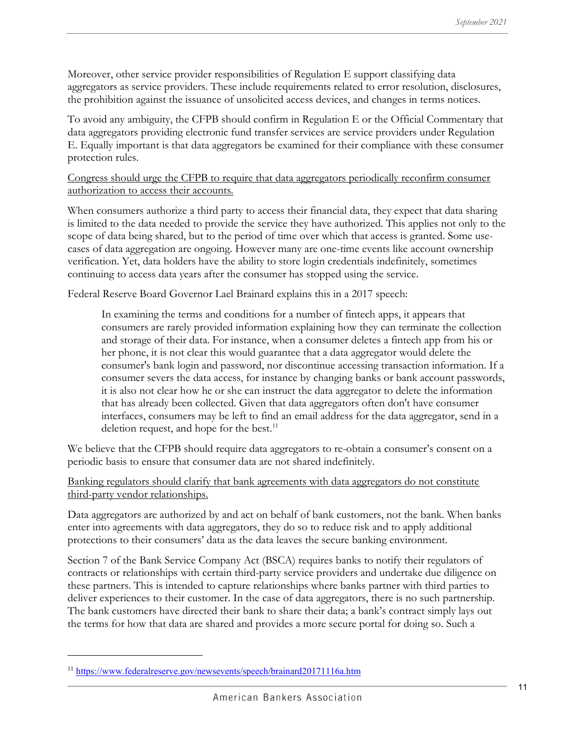Moreover, other service provider responsibilities of Regulation E support classifying data aggregators as service providers. These include requirements related to error resolution, disclosures, the prohibition against the issuance of unsolicited access devices, and changes in terms notices.

To avoid any ambiguity, the CFPB should confirm in Regulation E or the Official Commentary that data aggregators providing electronic fund transfer services are service providers under Regulation E. Equally important is that data aggregators be examined for their compliance with these consumer protection rules.

<u>Congress should urge the CFPB to require that data aggregators periodically reconfirm consumer authorization to access their accounts.</u>

When consumers authorize a third party to access their financial data, they expect that data sharing is limited to the data needed to provide the service they have authorized. This applies not only to the scope of data being shared, but to the period of time over which that access is granted. Some use-cases of data aggregation are ongoing. However many are one-time events like account ownership verification. Yet, data holders have the ability to store login credentials indefinitely, sometimes continuing to access data years after the consumer has stopped using the service.

Federal Reserve Board Governor Lael Brainard explains this in a 2017 speech:

> In examining the terms and conditions for a number of fintech apps, it appears that consumers are rarely provided information explaining how they can terminate the collection and storage of their data. For instance, when a consumer deletes a fintech app from his or her phone, it is not clear this would guarantee that a data aggregator would delete the consumer's bank login and password, nor discontinue accessing transaction information. If a consumer severs the data access, for instance by changing banks or bank account passwords, it is also not clear how he or she can instruct the data aggregator to delete the information that has already been collected. Given that data aggregators often don't have consumer interfaces, consumers may be left to find an email address for the data aggregator, send in a deletion request, and hope for the best.[11]

We believe that the CFPB should require data aggregators to re-obtain a consumer's consent on a periodic basis to ensure that consumer data are not shared indefinitely.

<u>Banking regulators should clarify that bank agreements with data aggregators do not constitute third-party vendor relationships.</u>

Data aggregators are authorized by and act on behalf of bank customers, not the bank. When banks enter into agreements with data aggregators, they do so to reduce risk and to apply additional protections to their consumers' data as the data leaves the secure banking environment.

Section 7 of the Bank Service Company Act (BSCA) requires banks to notify their regulators of contracts or relationships with certain third-party service providers and undertake due diligence on these partners. This is intended to capture relationships where banks partner with third parties to deliver experiences to their customer. In the case of data aggregators, there is no such partnership. The bank customers have directed their bank to share their data; a bank's contract simply lays out the terms for how that data are shared and provides a more secure portal for doing so. Such a

[11] https://www.federalreserve.gov/newsevents/speech/brainard20171116a.htm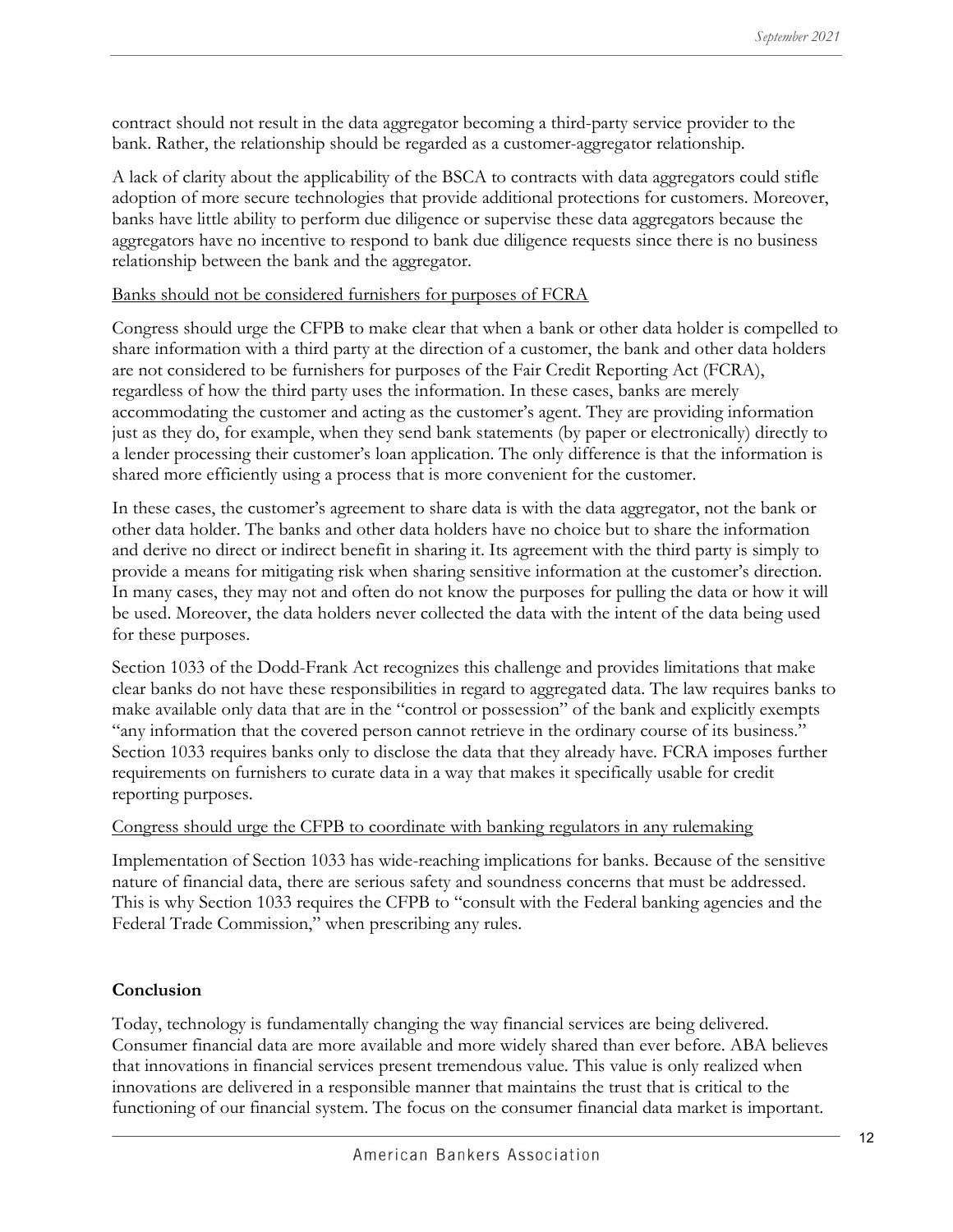contract should not result in the data aggregator becoming a third-party service provider to the bank. Rather, the relationship should be regarded as a customer-aggregator relationship.

A lack of clarity about the applicability of the BSCA to contracts with data aggregators could stifle adoption of more secure technologies that provide additional protections for customers. Moreover, banks have little ability to perform due diligence or supervise these data aggregators because the aggregators have no incentive to respond to bank due diligence requests since there is no business relationship between the bank and the aggregator.

<u>Banks should not be considered furnishers for purposes of FCRA</u>

Congress should urge the CFPB to make clear that when a bank or other data holder is compelled to share information with a third party at the direction of a customer, the bank and other data holders are not considered to be furnishers for purposes of the Fair Credit Reporting Act (FCRA), regardless of how the third party uses the information. In these cases, banks are merely accommodating the customer and acting as the customer's agent. They are providing information just as they do, for example, when they send bank statements (by paper or electronically) directly to a lender processing their customer's loan application. The only difference is that the information is shared more efficiently using a process that is more convenient for the customer.

In these cases, the customer's agreement to share data is with the data aggregator, not the bank or other data holder. The banks and other data holders have no choice but to share the information and derive no direct or indirect benefit in sharing it. Its agreement with the third party is simply to provide a means for mitigating risk when sharing sensitive information at the customer's direction. In many cases, they may not and often do not know the purposes for pulling the data or how it will be used. Moreover, the data holders never collected the data with the intent of the data being used for these purposes.

Section 1033 of the Dodd-Frank Act recognizes this challenge and provides limitations that make clear banks do not have these responsibilities in regard to aggregated data. The law requires banks to make available only data that are in the "control or possession" of the bank and explicitly exempts "any information that the covered person cannot retrieve in the ordinary course of its business." Section 1033 requires banks only to disclose the data that they already have. FCRA imposes further requirements on furnishers to curate data in a way that makes it specifically usable for credit reporting purposes.

<u>Congress should urge the CFPB to coordinate with banking regulators in any rulemaking</u>

Implementation of Section 1033 has wide-reaching implications for banks. Because of the sensitive nature of financial data, there are serious safety and soundness concerns that must be addressed. This is why Section 1033 requires the CFPB to "consult with the Federal banking agencies and the Federal Trade Commission," when prescribing any rules.

## Conclusion

Today, technology is fundamentally changing the way financial services are being delivered. Consumer financial data are more available and more widely shared than ever before. ABA believes that innovations in financial services present tremendous value. This value is only realized when innovations are delivered in a responsible manner that maintains the trust that is critical to the functioning of our financial system. The focus on the consumer financial data market is important.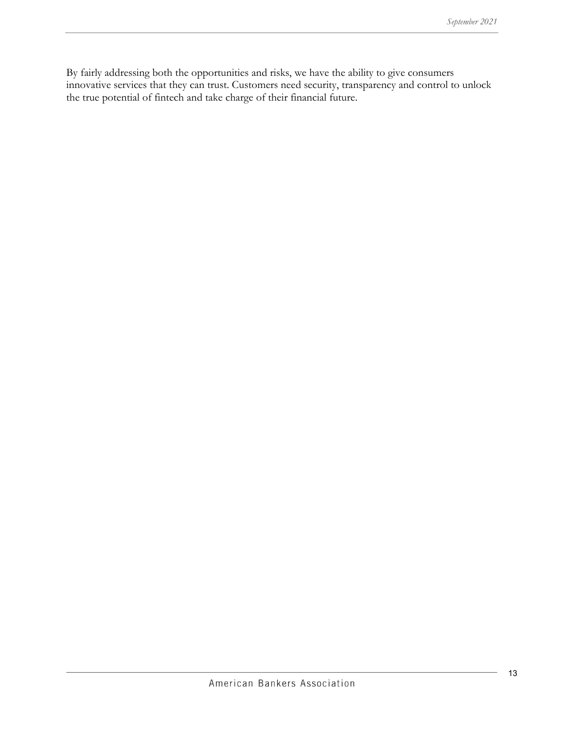By fairly addressing both the opportunities and risks, we have the ability to give consumers innovative services that they can trust. Customers need security, transparency and control to unlock the true potential of fintech and take charge of their financial future.